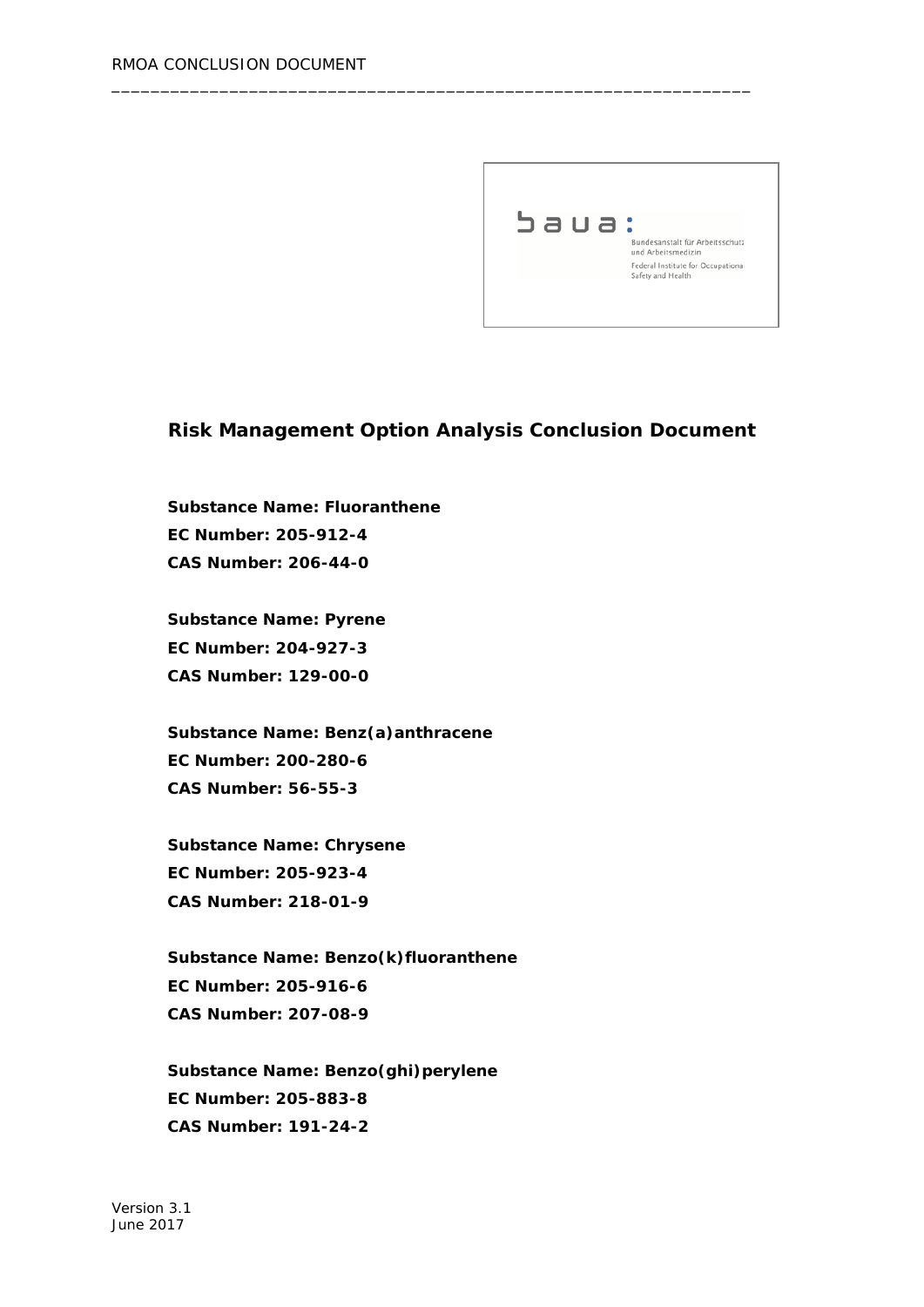# Risk Management Option Analysis Conclusion Document

**Substance Name: Fluoranthene**
**EC Number: 205-912-4**
**CAS Number: 206-44-0**

**Substance Name: Pyrene**
**EC Number: 204-927-3**
**CAS Number: 129-00-0**

**Substance Name: Benz(a)anthracene**
**EC Number: 200-280-6**
**CAS Number: 56-55-3**

**Substance Name: Chrysene**
**EC Number: 205-923-4**
**CAS Number: 218-01-9**

**Substance Name: Benzo(k)fluoranthene**
**EC Number: 205-916-6**
**CAS Number: 207-08-9**

**Substance Name: Benzo(ghi)perylene**
**EC Number: 205-883-8**
**CAS Number: 191-24-2**

Version 3.1
June 2017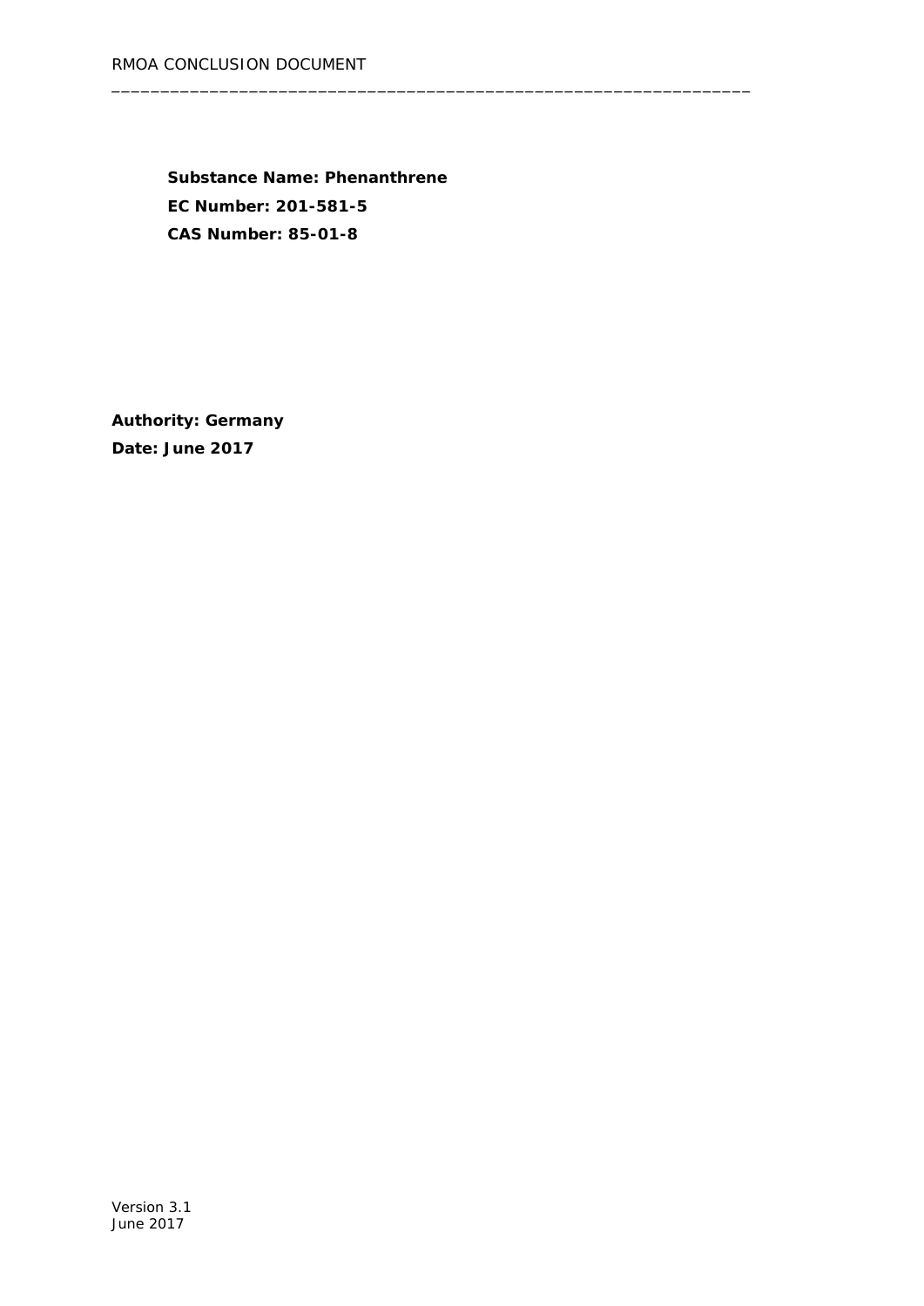**Substance Name: Phenanthrene**

**EC Number: 201-581-5**

**CAS Number: 85-01-8**

**Authority: Germany**

**Date: June 2017**

Version 3.1
June 2017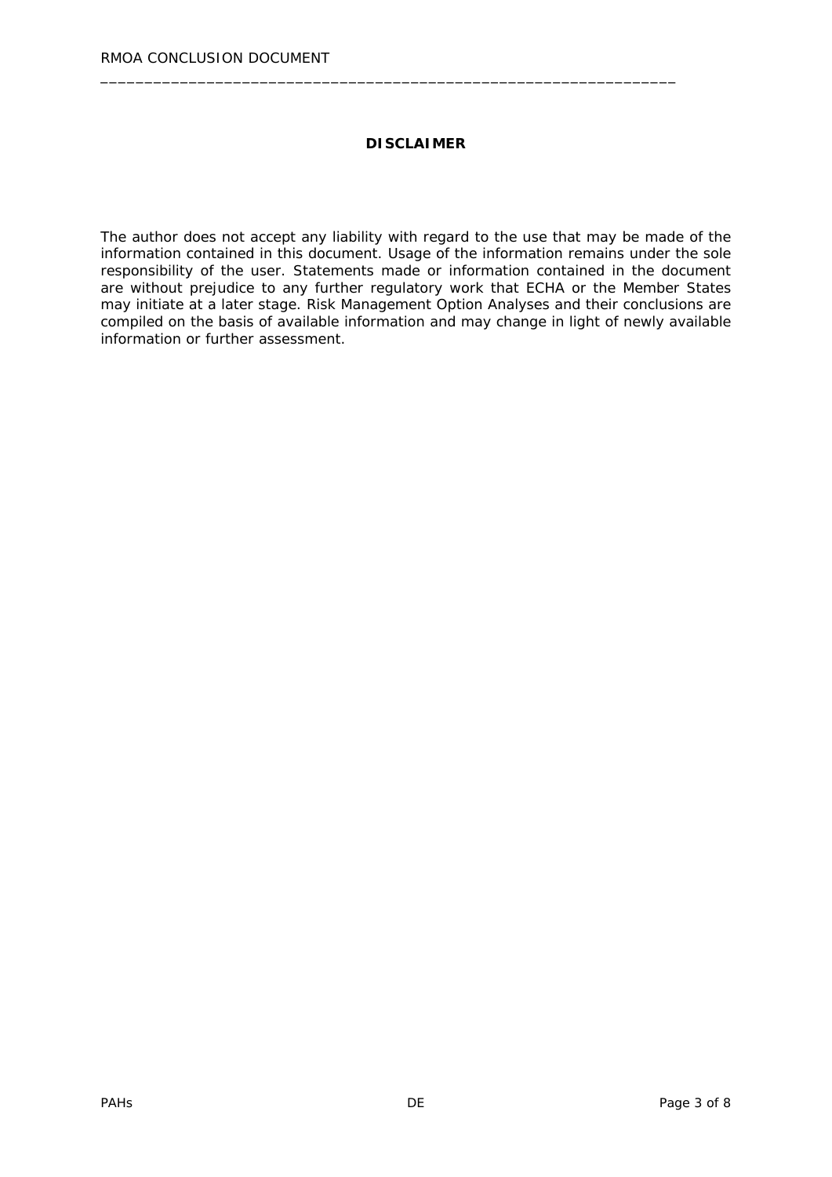**DISCLAIMER**

The author does not accept any liability with regard to the use that may be made of the information contained in this document. Usage of the information remains under the sole responsibility of the user. Statements made or information contained in the document are without prejudice to any further regulatory work that ECHA or the Member States may initiate at a later stage. Risk Management Option Analyses and their conclusions are compiled on the basis of available information and may change in light of newly available information or further assessment.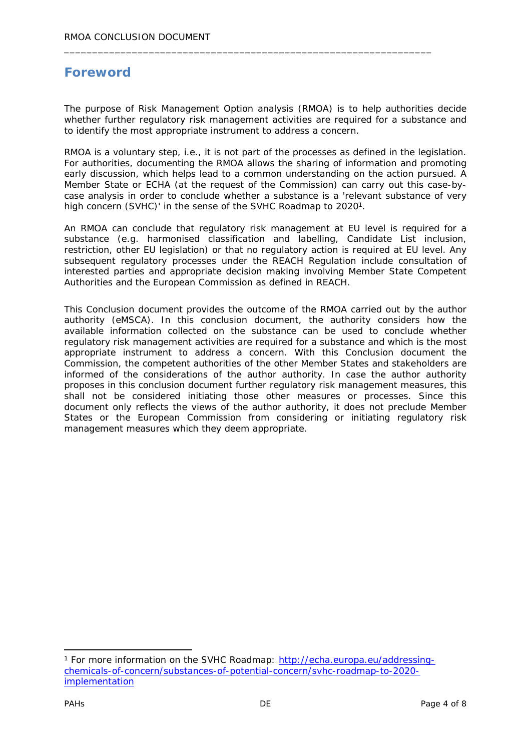# Foreword

The purpose of Risk Management Option analysis (RMOA) is to help authorities decide whether further regulatory risk management activities are required for a substance and to identify the most appropriate instrument to address a concern.

RMOA is a voluntary step, i.e., it is not part of the processes as defined in the legislation. For authorities, documenting the RMOA allows the sharing of information and promoting early discussion, which helps lead to a common understanding on the action pursued. A Member State or ECHA (at the request of the Commission) can carry out this case-by-case analysis in order to conclude whether a substance is a 'relevant substance of very high concern (SVHC)' in the sense of the SVHC Roadmap to 2020[1].

An RMOA can conclude that regulatory risk management at EU level is required for a substance (e.g. harmonised classification and labelling, Candidate List inclusion, restriction, other EU legislation) or that no regulatory action is required at EU level. Any subsequent regulatory processes under the REACH Regulation include consultation of interested parties and appropriate decision making involving Member State Competent Authorities and the European Commission as defined in REACH.

This Conclusion document provides the outcome of the RMOA carried out by the author authority (eMSCA). In this conclusion document, the authority considers how the available information collected on the substance can be used to conclude whether regulatory risk management activities are required for a substance and which is the most appropriate instrument to address a concern. With this Conclusion document the Commission, the competent authorities of the other Member States and stakeholders are informed of the considerations of the author authority. In case the author authority proposes in this conclusion document further regulatory risk management measures, this shall not be considered initiating those other measures or processes. Since this document only reflects the views of the author authority, it does not preclude Member States or the European Commission from considering or initiating regulatory risk management measures which they deem appropriate.

---

[1] For more information on the SVHC Roadmap: [http://echa.europa.eu/addressing-chemicals-of-concern/substances-of-potential-concern/svhc-roadmap-to-2020-implementation](http://echa.europa.eu/addressing-chemicals-of-concern/substances-of-potential-concern/svhc-roadmap-to-2020-implementation)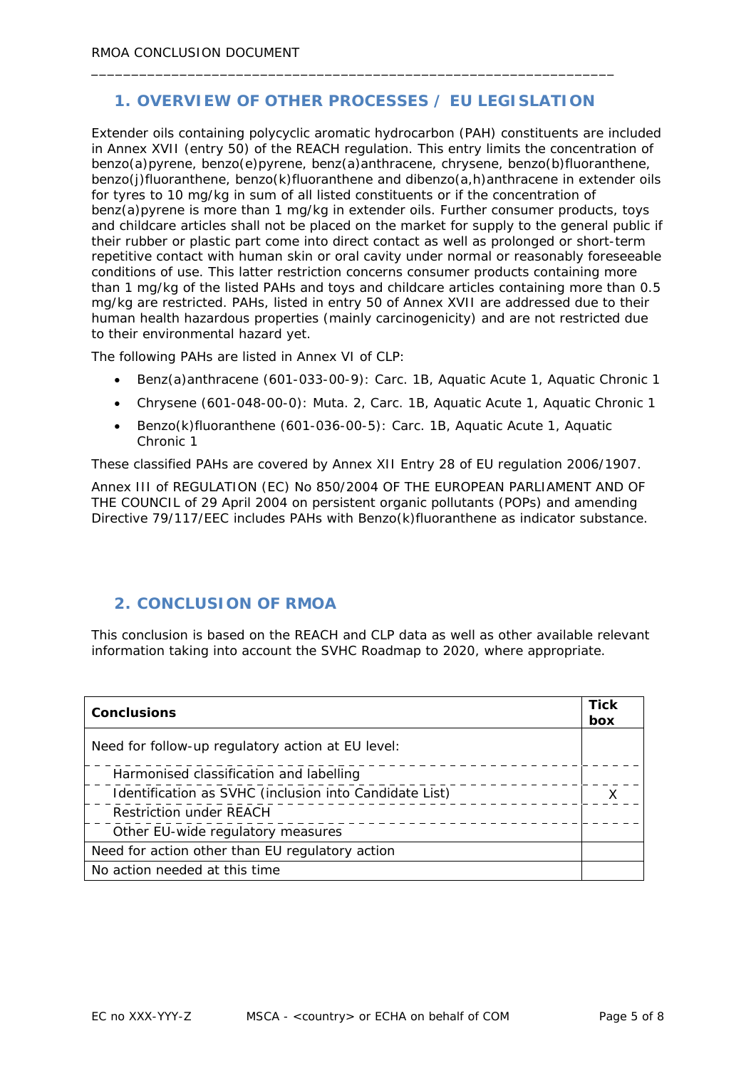## 1. OVERVIEW OF OTHER PROCESSES / EU LEGISLATION

Extender oils containing polycyclic aromatic hydrocarbon (PAH) constituents are included in Annex XVII (entry 50) of the REACH regulation. This entry limits the concentration of benzo(a)pyrene, benzo(e)pyrene, benz(a)anthracene, chrysene, benzo(b)fluoranthene, benzo(j)fluoranthene, benzo(k)fluoranthene and dibenzo(a,h)anthracene in extender oils for tyres to 10 mg/kg in sum of all listed constituents or if the concentration of benz(a)pyrene is more than 1 mg/kg in extender oils. Further consumer products, toys and childcare articles shall not be placed on the market for supply to the general public if their rubber or plastic part come into direct contact as well as prolonged or short-term repetitive contact with human skin or oral cavity under normal or reasonably foreseeable conditions of use. This latter restriction concerns consumer products containing more than 1 mg/kg of the listed PAHs and toys and childcare articles containing more than 0.5 mg/kg are restricted. PAHs, listed in entry 50 of Annex XVII are addressed due to their human health hazardous properties (mainly carcinogenicity) and are not restricted due to their environmental hazard yet.

The following PAHs are listed in Annex VI of CLP:

- Benz(a)anthracene (601-033-00-9): Carc. 1B, Aquatic Acute 1, Aquatic Chronic 1
- Chrysene (601-048-00-0): Muta. 2, Carc. 1B, Aquatic Acute 1, Aquatic Chronic 1
- Benzo(k)fluoranthene (601-036-00-5): Carc. 1B, Aquatic Acute 1, Aquatic Chronic 1

These classified PAHs are covered by Annex XII Entry 28 of EU regulation 2006/1907.

Annex III of REGULATION (EC) No 850/2004 OF THE EUROPEAN PARLIAMENT AND OF THE COUNCIL of 29 April 2004 on persistent organic pollutants (POPs) and amending Directive 79/117/EEC includes PAHs with Benzo(k)fluoranthene as indicator substance.

## 2. CONCLUSION OF RMOA

This conclusion is based on the REACH and CLP data as well as other available relevant information taking into account the SVHC Roadmap to 2020, where appropriate.

| **Conclusions** | **Tick box** |
|---|---|
| Need for follow-up regulatory action at EU level: | |
| Harmonised classification and labelling | |
| Identification as SVHC (inclusion into Candidate List) | X |
| Restriction under REACH | |
| Other EU-wide regulatory measures | |
| Need for action other than EU regulatory action | |
| No action needed at this time | |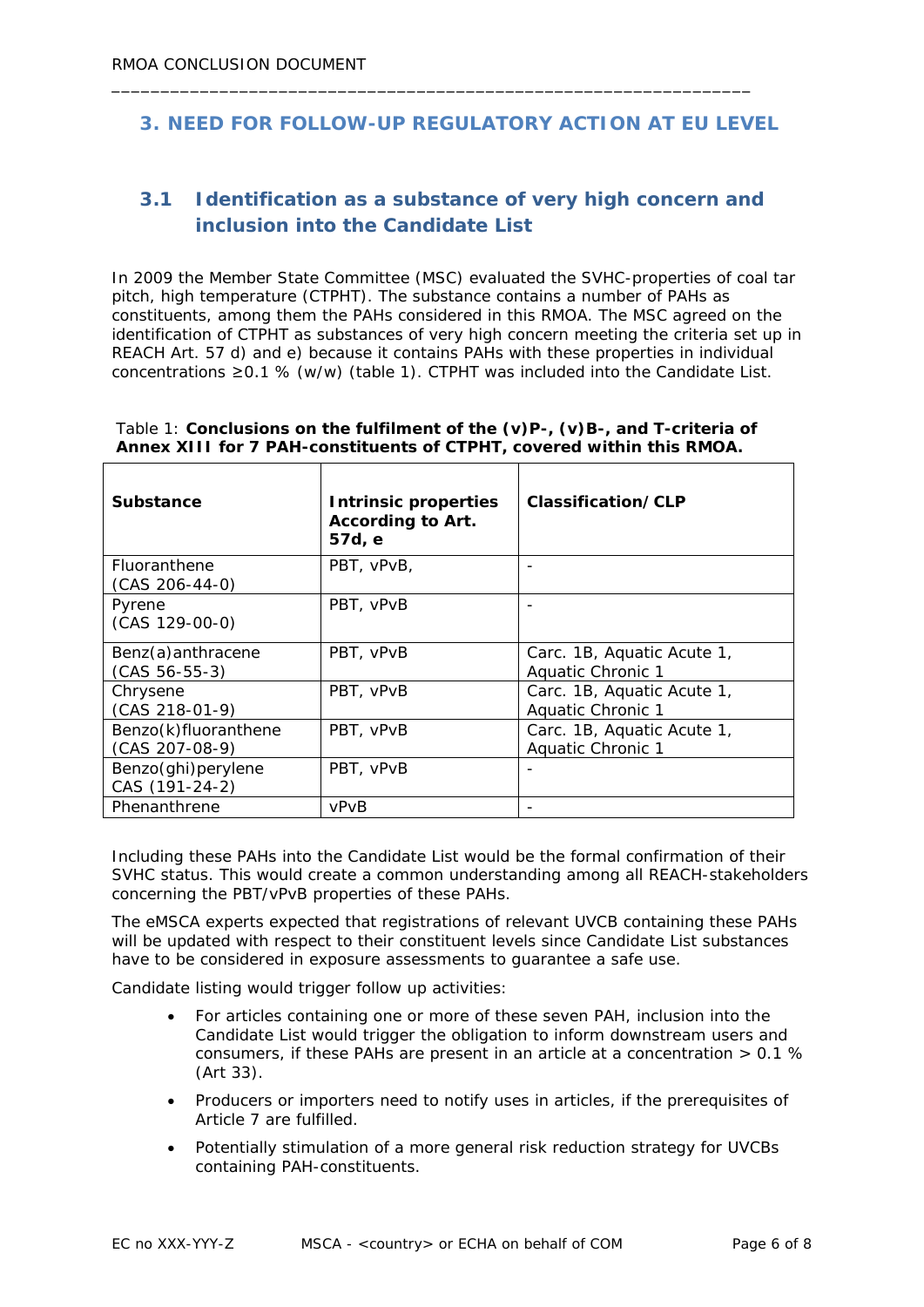# 3. NEED FOR FOLLOW-UP REGULATORY ACTION AT EU LEVEL

## 3.1 Identification as a substance of very high concern and inclusion into the Candidate List

In 2009 the Member State Committee (MSC) evaluated the SVHC-properties of coal tar pitch, high temperature (CTPHT). The substance contains a number of PAHs as constituents, among them the PAHs considered in this RMOA. The MSC agreed on the identification of CTPHT as substances of very high concern meeting the criteria set up in REACH Art. 57 d) and e) because it contains PAHs with these properties in individual concentrations ≥0.1 % (w/w) (table 1). CTPHT was included into the Candidate List.

Table 1: **Conclusions on the fulfilment of the (v)P-, (v)B-, and T-criteria of Annex XIII for 7 PAH-constituents of CTPHT, covered within this RMOA.**

| Substance | Intrinsic properties According to Art. 57d, e | Classification/CLP |
|---|---|---|
| Fluoranthene (CAS 206-44-0) | PBT, vPvB, | - |
| Pyrene (CAS 129-00-0) | PBT, vPvB | - |
| Benz(a)anthracene (CAS 56-55-3) | PBT, vPvB | Carc. 1B, Aquatic Acute 1, Aquatic Chronic 1 |
| Chrysene (CAS 218-01-9) | PBT, vPvB | Carc. 1B, Aquatic Acute 1, Aquatic Chronic 1 |
| Benzo(k)fluoranthene (CAS 207-08-9) | PBT, vPvB | Carc. 1B, Aquatic Acute 1, Aquatic Chronic 1 |
| Benzo(ghi)perylene CAS (191-24-2) | PBT, vPvB | - |
| Phenanthrene | vPvB | - |

Including these PAHs into the Candidate List would be the formal confirmation of their SVHC status. This would create a common understanding among all REACH-stakeholders concerning the PBT/vPvB properties of these PAHs.

The eMSCA experts expected that registrations of relevant UVCB containing these PAHs will be updated with respect to their constituent levels since Candidate List substances have to be considered in exposure assessments to guarantee a safe use.

Candidate listing would trigger follow up activities:

- For articles containing one or more of these seven PAH, inclusion into the Candidate List would trigger the obligation to inform downstream users and consumers, if these PAHs are present in an article at a concentration > 0.1 % (Art 33).
- Producers or importers need to notify uses in articles, if the prerequisites of Article 7 are fulfilled.
- Potentially stimulation of a more general risk reduction strategy for UVCBs containing PAH-constituents.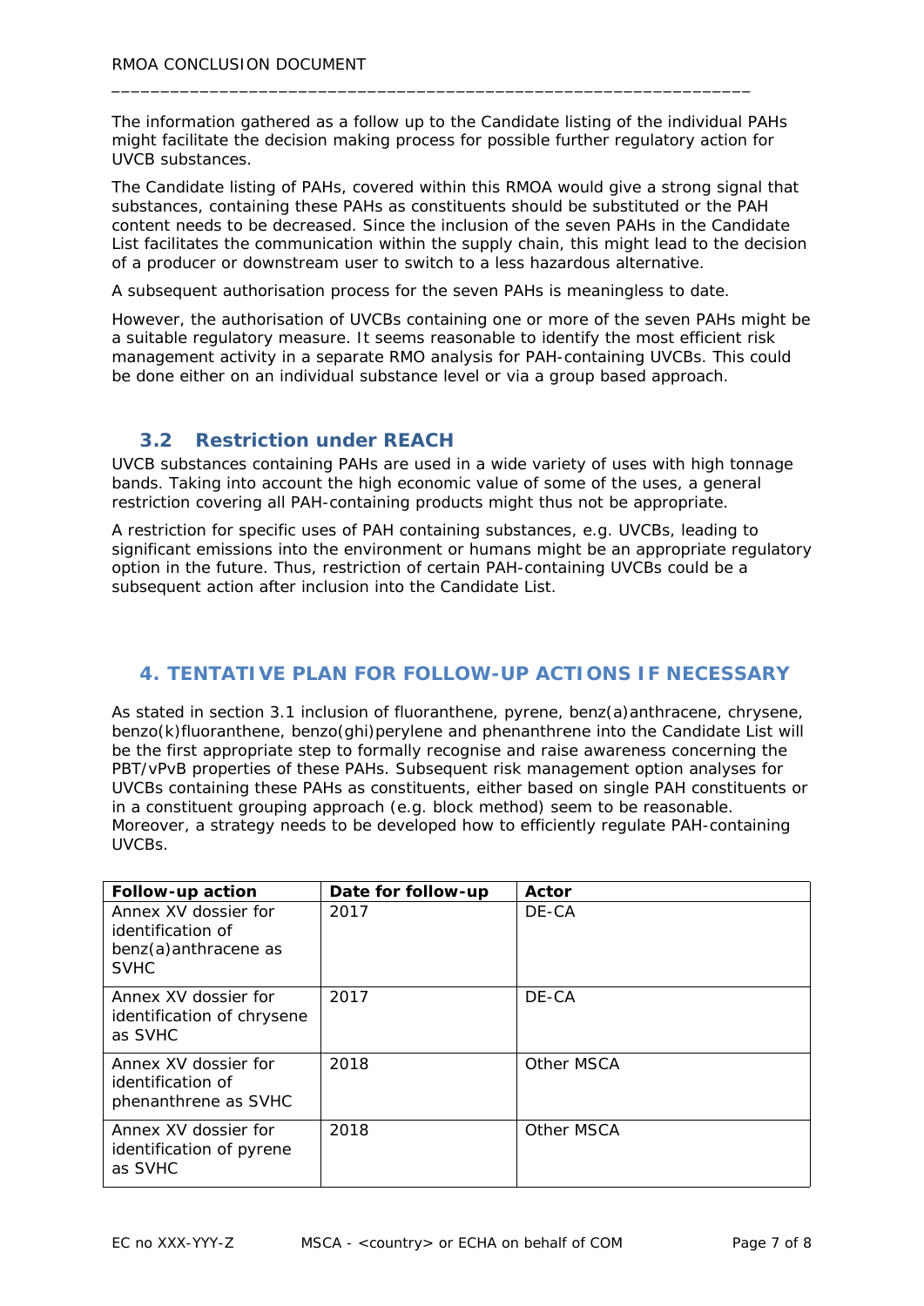The information gathered as a follow up to the Candidate listing of the individual PAHs might facilitate the decision making process for possible further regulatory action for UVCB substances.

The Candidate listing of PAHs, covered within this RMOA would give a strong signal that substances, containing these PAHs as constituents should be substituted or the PAH content needs to be decreased. Since the inclusion of the seven PAHs in the Candidate List facilitates the communication within the supply chain, this might lead to the decision of a producer or downstream user to switch to a less hazardous alternative.

A subsequent authorisation process for the seven PAHs is meaningless to date.

However, the authorisation of UVCBs containing one or more of the seven PAHs might be a suitable regulatory measure. It seems reasonable to identify the most efficient risk management activity in a separate RMO analysis for PAH-containing UVCBs. This could be done either on an individual substance level or via a group based approach.

### 3.2 Restriction under REACH

UVCB substances containing PAHs are used in a wide variety of uses with high tonnage bands. Taking into account the high economic value of some of the uses, a general restriction covering all PAH-containing products might thus not be appropriate.

A restriction for specific uses of PAH containing substances, e.g. UVCBs, leading to significant emissions into the environment or humans might be an appropriate regulatory option in the future. Thus, restriction of certain PAH-containing UVCBs could be a subsequent action after inclusion into the Candidate List.

## 4. TENTATIVE PLAN FOR FOLLOW-UP ACTIONS IF NECESSARY

As stated in section 3.1 inclusion of fluoranthene, pyrene, benz(a)anthracene, chrysene, benzo(k)fluoranthene, benzo(ghi)perylene and phenanthrene into the Candidate List will be the first appropriate step to formally recognise and raise awareness concerning the PBT/vPvB properties of these PAHs. Subsequent risk management option analyses for UVCBs containing these PAHs as constituents, either based on single PAH constituents or in a constituent grouping approach (e.g. block method) seem to be reasonable. Moreover, a strategy needs to be developed how to efficiently regulate PAH-containing UVCBs.

| Follow-up action | Date for follow-up | Actor |
|---|---|---|
| Annex XV dossier for identification of benz(a)anthracene as SVHC | 2017 | DE-CA |
| Annex XV dossier for identification of chrysene as SVHC | 2017 | DE-CA |
| Annex XV dossier for identification of phenanthrene as SVHC | 2018 | Other MSCA |
| Annex XV dossier for identification of pyrene as SVHC | 2018 | Other MSCA |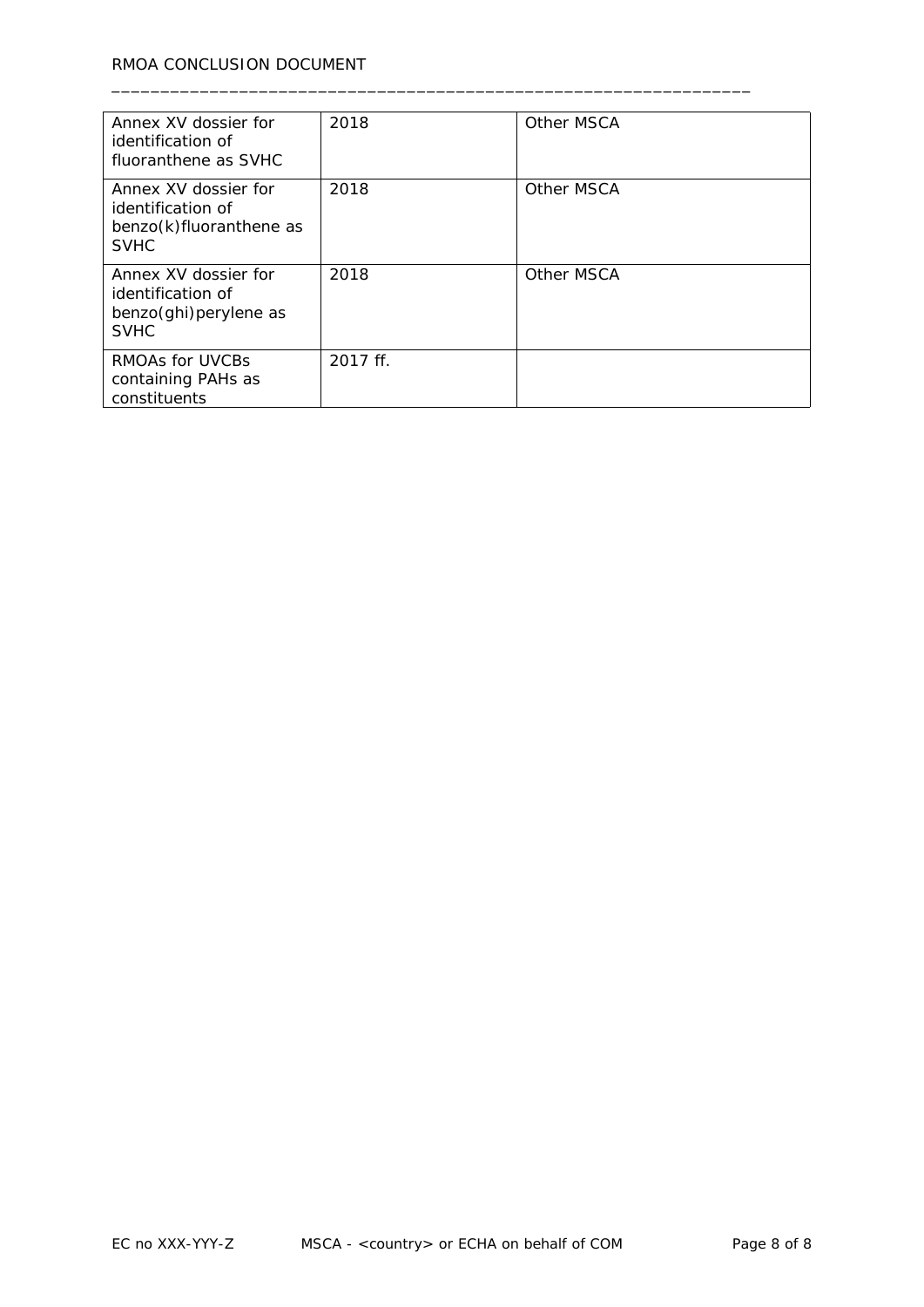| | | |
|---|---|---|
| Annex XV dossier for identification of fluoranthene as SVHC | 2018 | Other MSCA |
| Annex XV dossier for identification of benzo(k)fluoranthene as SVHC | 2018 | Other MSCA |
| Annex XV dossier for identification of benzo(ghi)perylene as SVHC | 2018 | Other MSCA |
| RMOAs for UVCBs containing PAHs as constituents | 2017 ff. | |